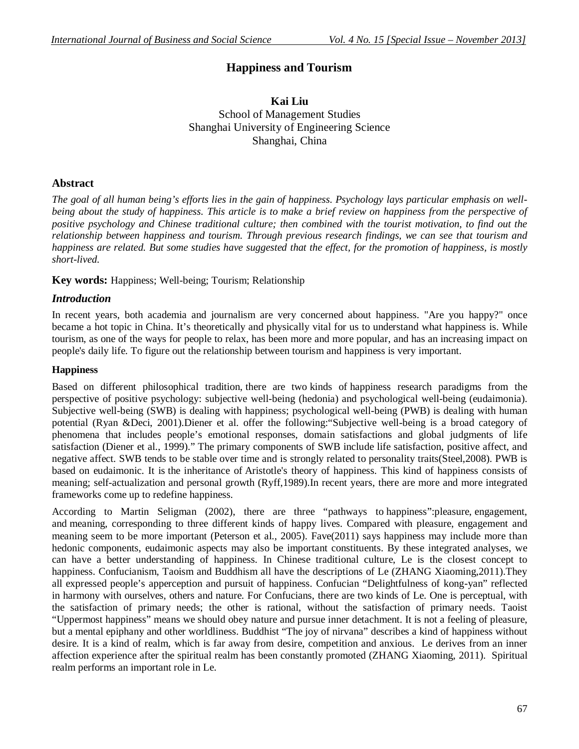# Happiness and Tourism

**Kai Liu**
School of Management Studies
Shanghai University of Engineering Science
Shanghai, China

## Abstract

*The goal of all human being's efforts lies in the gain of happiness. Psychology lays particular emphasis on well-being about the study of happiness. This article is to make a brief review on happiness from the perspective of positive psychology and Chinese traditional culture; then combined with the tourist motivation, to find out the relationship between happiness and tourism. Through previous research findings, we can see that tourism and happiness are related. But some studies have suggested that the effect, for the promotion of happiness, is mostly short-lived.*

**Key words:** Happiness; Well-being; Tourism; Relationship

## *Introduction*

In recent years, both academia and journalism are very concerned about happiness. "Are you happy?" once became a hot topic in China. It's theoretically and physically vital for us to understand what happiness is. While tourism, as one of the ways for people to relax, has been more and more popular, and has an increasing impact on people's daily life. To figure out the relationship between tourism and happiness is very important.

### Happiness

Based on different philosophical tradition, there are two kinds of happiness research paradigms from the perspective of positive psychology: subjective well-being (hedonia) and psychological well-being (eudaimonia). Subjective well-being (SWB) is dealing with happiness; psychological well-being (PWB) is dealing with human potential (Ryan &Deci, 2001).Diener et al. offer the following:"Subjective well-being is a broad category of phenomena that includes people's emotional responses, domain satisfactions and global judgments of life satisfaction (Diener et al., 1999)." The primary components of SWB include life satisfaction, positive affect, and negative affect. SWB tends to be stable over time and is strongly related to personality traits(Steel,2008). PWB is based on eudaimonic. It is the inheritance of Aristotle's theory of happiness. This kind of happiness consists of meaning; self-actualization and personal growth (Ryff,1989).In recent years, there are more and more integrated frameworks come up to redefine happiness.

According to Martin Seligman (2002), there are three "pathways to happiness":pleasure, engagement, and meaning, corresponding to three different kinds of happy lives. Compared with pleasure, engagement and meaning seem to be more important (Peterson et al., 2005). Fave(2011) says happiness may include more than hedonic components, eudaimonic aspects may also be important constituents. By these integrated analyses, we can have a better understanding of happiness. In Chinese traditional culture, Le is the closest concept to happiness. Confucianism, Taoism and Buddhism all have the descriptions of Le (ZHANG Xiaoming,2011).They all expressed people's apperception and pursuit of happiness. Confucian "Delightfulness of kong-yan" reflected in harmony with ourselves, others and nature. For Confucians, there are two kinds of Le. One is perceptual, with the satisfaction of primary needs; the other is rational, without the satisfaction of primary needs. Taoist "Uppermost happiness" means we should obey nature and pursue inner detachment. It is not a feeling of pleasure, but a mental epiphany and other worldliness. Buddhist "The joy of nirvana" describes a kind of happiness without desire. It is a kind of realm, which is far away from desire, competition and anxious. Le derives from an inner affection experience after the spiritual realm has been constantly promoted (ZHANG Xiaoming, 2011). Spiritual realm performs an important role in Le.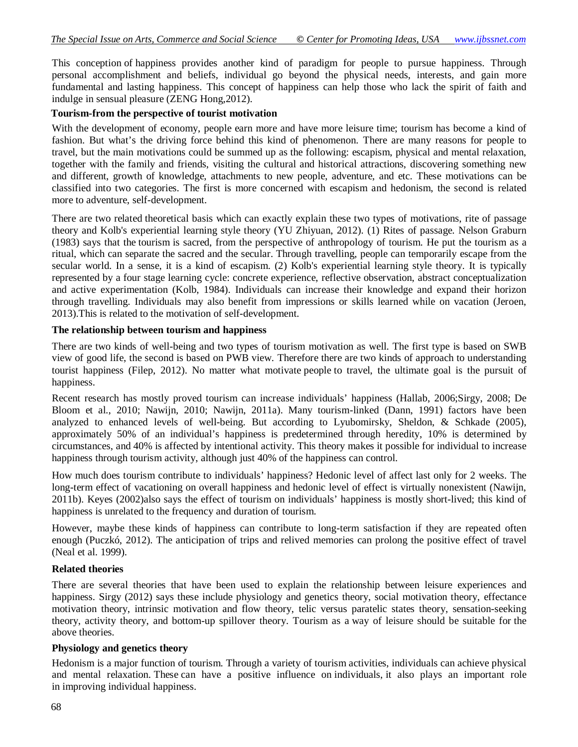This conception of happiness provides another kind of paradigm for people to pursue happiness. Through personal accomplishment and beliefs, individual go beyond the physical needs, interests, and gain more fundamental and lasting happiness. This concept of happiness can help those who lack the spirit of faith and indulge in sensual pleasure (ZENG Hong,2012).

**Tourism-from the perspective of tourist motivation**

With the development of economy, people earn more and have more leisure time; tourism has become a kind of fashion. But what's the driving force behind this kind of phenomenon. There are many reasons for people to travel, but the main motivations could be summed up as the following: escapism, physical and mental relaxation, together with the family and friends, visiting the cultural and historical attractions, discovering something new and different, growth of knowledge, attachments to new people, adventure, and etc. These motivations can be classified into two categories. The first is more concerned with escapism and hedonism, the second is related more to adventure, self-development.

There are two related theoretical basis which can exactly explain these two types of motivations, rite of passage theory and Kolb's experiential learning style theory (YU Zhiyuan, 2012). (1) Rites of passage. Nelson Graburn (1983) says that the tourism is sacred, from the perspective of anthropology of tourism. He put the tourism as a ritual, which can separate the sacred and the secular. Through travelling, people can temporarily escape from the secular world. In a sense, it is a kind of escapism. (2) Kolb's experiential learning style theory. It is typically represented by a four stage learning cycle: concrete experience, reflective observation, abstract conceptualization and active experimentation (Kolb, 1984). Individuals can increase their knowledge and expand their horizon through travelling. Individuals may also benefit from impressions or skills learned while on vacation (Jeroen, 2013).This is related to the motivation of self-development.

**The relationship between tourism and happiness**

There are two kinds of well-being and two types of tourism motivation as well. The first type is based on SWB view of good life, the second is based on PWB view. Therefore there are two kinds of approach to understanding tourist happiness (Filep, 2012). No matter what motivate people to travel, the ultimate goal is the pursuit of happiness.

Recent research has mostly proved tourism can increase individuals' happiness (Hallab, 2006;Sirgy, 2008; De Bloom et al., 2010; Nawijn, 2010; Nawijn, 2011a). Many tourism-linked (Dann, 1991) factors have been analyzed to enhanced levels of well-being. But according to Lyubomirsky, Sheldon, & Schkade (2005), approximately 50% of an individual's happiness is predetermined through heredity, 10% is determined by circumstances, and 40% is affected by intentional activity. This theory makes it possible for individual to increase happiness through tourism activity, although just 40% of the happiness can control.

How much does tourism contribute to individuals' happiness? Hedonic level of affect last only for 2 weeks. The long-term effect of vacationing on overall happiness and hedonic level of effect is virtually nonexistent (Nawijn, 2011b). Keyes (2002)also says the effect of tourism on individuals' happiness is mostly short-lived; this kind of happiness is unrelated to the frequency and duration of tourism.

However, maybe these kinds of happiness can contribute to long-term satisfaction if they are repeated often enough (Puczkó, 2012). The anticipation of trips and relived memories can prolong the positive effect of travel (Neal et al. 1999).

**Related theories**

There are several theories that have been used to explain the relationship between leisure experiences and happiness. Sirgy (2012) says these include physiology and genetics theory, social motivation theory, effectance motivation theory, intrinsic motivation and flow theory, telic versus paratelic states theory, sensation-seeking theory, activity theory, and bottom-up spillover theory. Tourism as a way of leisure should be suitable for the above theories.

**Physiology and genetics theory**

Hedonism is a major function of tourism. Through a variety of tourism activities, individuals can achieve physical and mental relaxation. These can have a positive influence on individuals, it also plays an important role in improving individual happiness.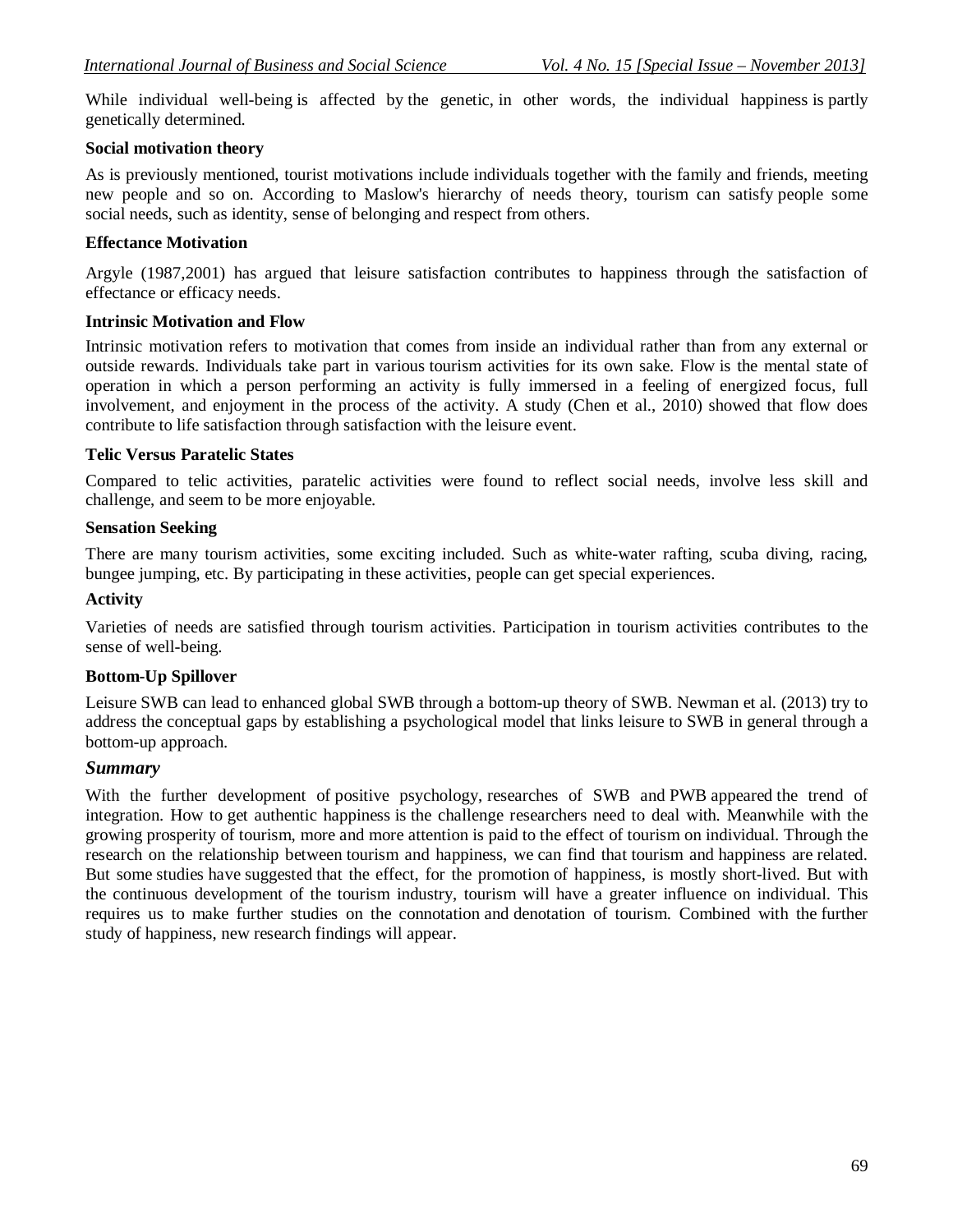While individual well-being is affected by the genetic, in other words, the individual happiness is partly genetically determined.

**Social motivation theory**

As is previously mentioned, tourist motivations include individuals together with the family and friends, meeting new people and so on. According to Maslow's hierarchy of needs theory, tourism can satisfy people some social needs, such as identity, sense of belonging and respect from others.

**Effectance Motivation**

Argyle (1987,2001) has argued that leisure satisfaction contributes to happiness through the satisfaction of effectance or efficacy needs.

**Intrinsic Motivation and Flow**

Intrinsic motivation refers to motivation that comes from inside an individual rather than from any external or outside rewards. Individuals take part in various tourism activities for its own sake. Flow is the mental state of operation in which a person performing an activity is fully immersed in a feeling of energized focus, full involvement, and enjoyment in the process of the activity. A study (Chen et al., 2010) showed that flow does contribute to life satisfaction through satisfaction with the leisure event.

**Telic Versus Paratelic States**

Compared to telic activities, paratelic activities were found to reflect social needs, involve less skill and challenge, and seem to be more enjoyable.

**Sensation Seeking**

There are many tourism activities, some exciting included. Such as white-water rafting, scuba diving, racing, bungee jumping, etc. By participating in these activities, people can get special experiences.

**Activity**

Varieties of needs are satisfied through tourism activities. Participation in tourism activities contributes to the sense of well-being.

**Bottom-Up Spillover**

Leisure SWB can lead to enhanced global SWB through a bottom-up theory of SWB. Newman et al. (2013) try to address the conceptual gaps by establishing a psychological model that links leisure to SWB in general through a bottom-up approach.

## *Summary*

With the further development of positive psychology, researches of SWB and PWB appeared the trend of integration. How to get authentic happiness is the challenge researchers need to deal with. Meanwhile with the growing prosperity of tourism, more and more attention is paid to the effect of tourism on individual. Through the research on the relationship between tourism and happiness, we can find that tourism and happiness are related. But some studies have suggested that the effect, for the promotion of happiness, is mostly short-lived. But with the continuous development of the tourism industry, tourism will have a greater influence on individual. This requires us to make further studies on the connotation and denotation of tourism. Combined with the further study of happiness, new research findings will appear.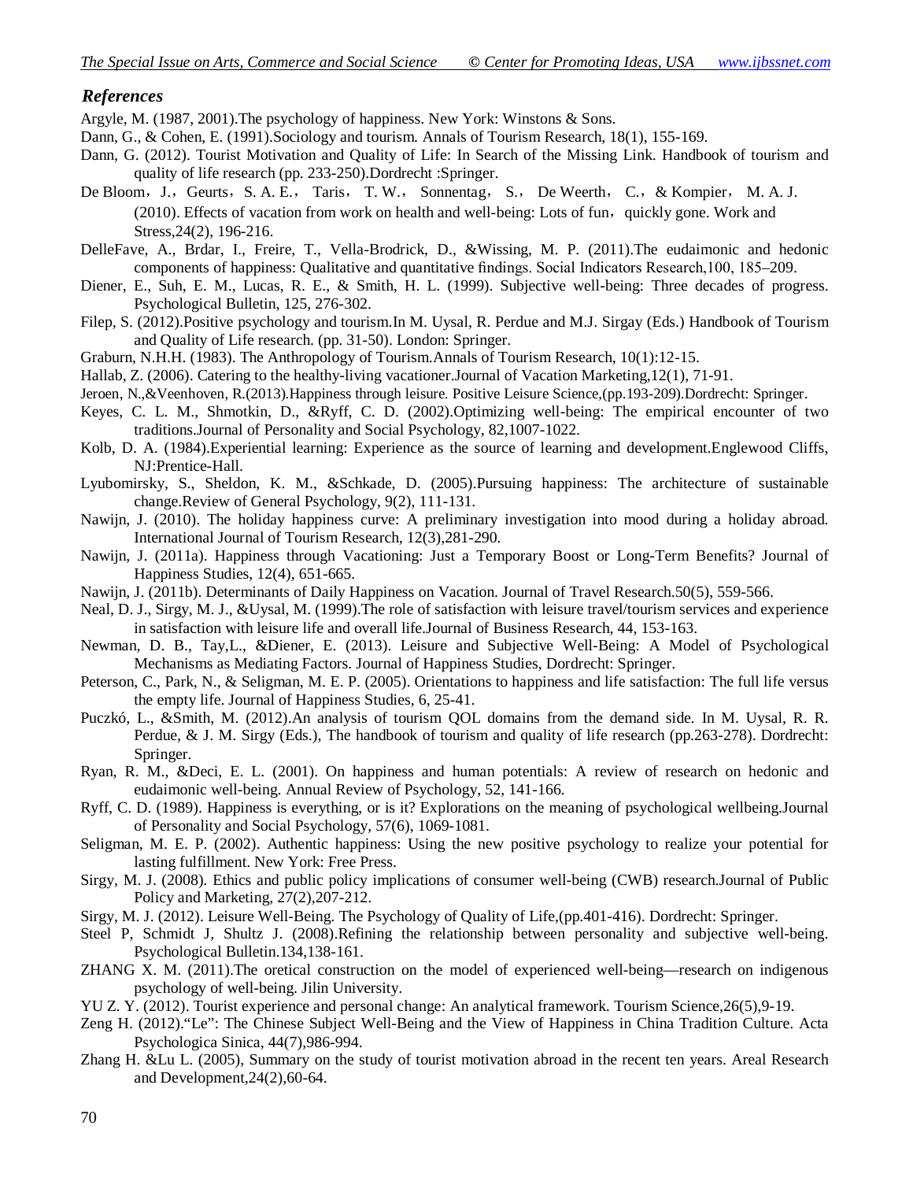### *References*

Argyle, M. (1987, 2001).The psychology of happiness. New York: Winstons & Sons.

Dann, G., & Cohen, E. (1991).Sociology and tourism. Annals of Tourism Research, 18(1), 155-169.

Dann, G. (2012). Tourist Motivation and Quality of Life: In Search of the Missing Link. Handbook of tourism and quality of life research (pp. 233-250).Dordrecht :Springer.

De Bloom，J.，Geurts，S. A. E.， Taris， T. W.， Sonnentag， S.， De Weerth， C.，& Kompier， M. A. J. (2010). Effects of vacation from work on health and well-being: Lots of fun，quickly gone. Work and Stress,24(2), 196-216.

DelleFave, A., Brdar, I., Freire, T., Vella-Brodrick, D., &Wissing, M. P. (2011).The eudaimonic and hedonic components of happiness: Qualitative and quantitative findings. Social Indicators Research,100, 185–209.

Diener, E., Suh, E. M., Lucas, R. E., & Smith, H. L. (1999). Subjective well-being: Three decades of progress. Psychological Bulletin, 125, 276-302.

Filep, S. (2012).Positive psychology and tourism.In M. Uysal, R. Perdue and M.J. Sirgay (Eds.) Handbook of Tourism and Quality of Life research. (pp. 31-50). London: Springer.

Graburn, N.H.H. (1983). The Anthropology of Tourism.Annals of Tourism Research, 10(1):12-15.

Hallab, Z. (2006). Catering to the healthy-living vacationer.Journal of Vacation Marketing,12(1), 71-91.

Jeroen, N.,&Veenhoven, R.(2013).Happiness through leisure. Positive Leisure Science,(pp.193-209).Dordrecht: Springer.

Keyes, C. L. M., Shmotkin, D., &Ryff, C. D. (2002).Optimizing well-being: The empirical encounter of two traditions.Journal of Personality and Social Psychology, 82,1007-1022.

Kolb, D. A. (1984).Experiential learning: Experience as the source of learning and development.Englewood Cliffs, NJ:Prentice-Hall.

Lyubomirsky, S., Sheldon, K. M., &Schkade, D. (2005).Pursuing happiness: The architecture of sustainable change.Review of General Psychology, 9(2), 111-131.

Nawijn, J. (2010). The holiday happiness curve: A preliminary investigation into mood during a holiday abroad. International Journal of Tourism Research, 12(3),281-290.

Nawijn, J. (2011a). Happiness through Vacationing: Just a Temporary Boost or Long-Term Benefits? Journal of Happiness Studies, 12(4), 651-665.

Nawijn, J. (2011b). Determinants of Daily Happiness on Vacation. Journal of Travel Research.50(5), 559-566.

Neal, D. J., Sirgy, M. J., &Uysal, M. (1999).The role of satisfaction with leisure travel/tourism services and experience in satisfaction with leisure life and overall life.Journal of Business Research, 44, 153-163.

Newman, D. B., Tay,L., &Diener, E. (2013). Leisure and Subjective Well-Being: A Model of Psychological Mechanisms as Mediating Factors. Journal of Happiness Studies, Dordrecht: Springer.

Peterson, C., Park, N., & Seligman, M. E. P. (2005). Orientations to happiness and life satisfaction: The full life versus the empty life. Journal of Happiness Studies, 6, 25-41.

Puczkó, L., &Smith, M. (2012).An analysis of tourism QOL domains from the demand side. In M. Uysal, R. R. Perdue, & J. M. Sirgy (Eds.), The handbook of tourism and quality of life research (pp.263-278). Dordrecht: Springer.

Ryan, R. M., &Deci, E. L. (2001). On happiness and human potentials: A review of research on hedonic and eudaimonic well-being. Annual Review of Psychology, 52, 141-166.

Ryff, C. D. (1989). Happiness is everything, or is it? Explorations on the meaning of psychological wellbeing.Journal of Personality and Social Psychology, 57(6), 1069-1081.

Seligman, M. E. P. (2002). Authentic happiness: Using the new positive psychology to realize your potential for lasting fulfillment. New York: Free Press.

Sirgy, M. J. (2008). Ethics and public policy implications of consumer well-being (CWB) research.Journal of Public Policy and Marketing, 27(2),207-212.

Sirgy, M. J. (2012). Leisure Well-Being. The Psychology of Quality of Life,(pp.401-416). Dordrecht: Springer.

Steel P, Schmidt J, Shultz J. (2008).Refining the relationship between personality and subjective well-being. Psychological Bulletin.134,138-161.

ZHANG X. M. (2011).The oretical construction on the model of experienced well-being—research on indigenous psychology of well-being. Jilin University.

YU Z. Y. (2012). Tourist experience and personal change: An analytical framework. Tourism Science,26(5),9-19.

Zeng H. (2012).“Le”: The Chinese Subject Well-Being and the View of Happiness in China Tradition Culture. Acta Psychologica Sinica, 44(7),986-994.

Zhang H. &Lu L. (2005), Summary on the study of tourist motivation abroad in the recent ten years. Areal Research and Development,24(2),60-64.